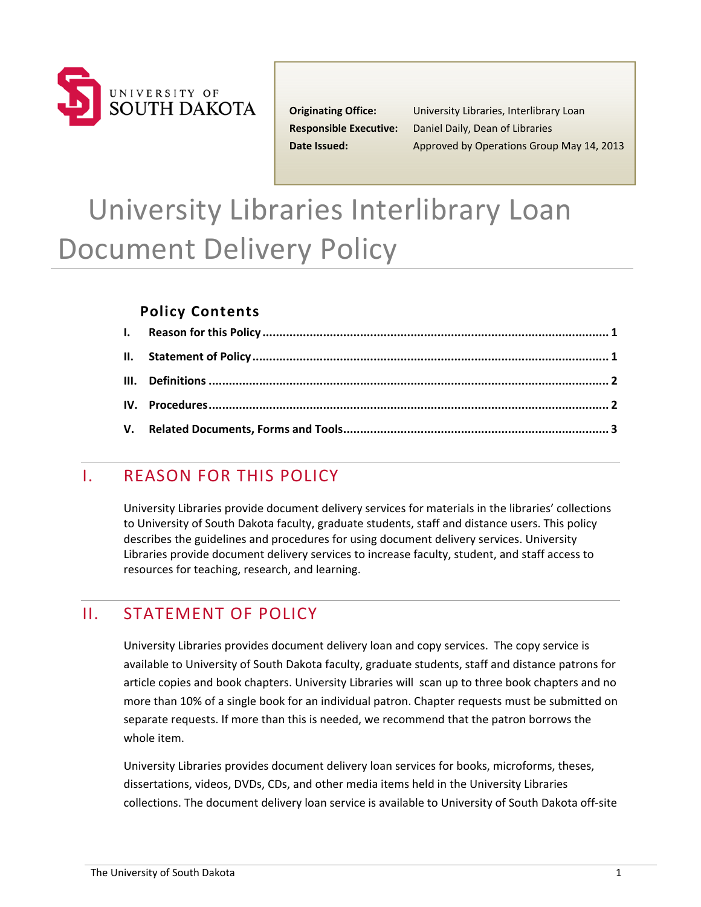UNIVERSITY OF SOUTH DAKOTA

**Originating Office:** University Libraries, Interlibrary Loan
**Responsible Executive:** Daniel Daily, Dean of Libraries
**Date Issued:** Approved by Operations Group May 14, 2013

# University Libraries Interlibrary Loan Document Delivery Policy

## Policy Contents

- **I. Reason for this Policy** ........ 1
- **II. Statement of Policy** ........ 1
- **III. Definitions** ........ 2
- **IV. Procedures** ........ 2
- **V. Related Documents, Forms and Tools** ........ 3

## I. REASON FOR THIS POLICY

University Libraries provide document delivery services for materials in the libraries' collections to University of South Dakota faculty, graduate students, staff and distance users. This policy describes the guidelines and procedures for using document delivery services. University Libraries provide document delivery services to increase faculty, student, and staff access to resources for teaching, research, and learning.

## II. STATEMENT OF POLICY

University Libraries provides document delivery loan and copy services. The copy service is available to University of South Dakota faculty, graduate students, staff and distance patrons for article copies and book chapters. University Libraries will scan up to three book chapters and no more than 10% of a single book for an individual patron. Chapter requests must be submitted on separate requests. If more than this is needed, we recommend that the patron borrows the whole item.

University Libraries provides document delivery loan services for books, microforms, theses, dissertations, videos, DVDs, CDs, and other media items held in the University Libraries collections. The document delivery loan service is available to University of South Dakota off-site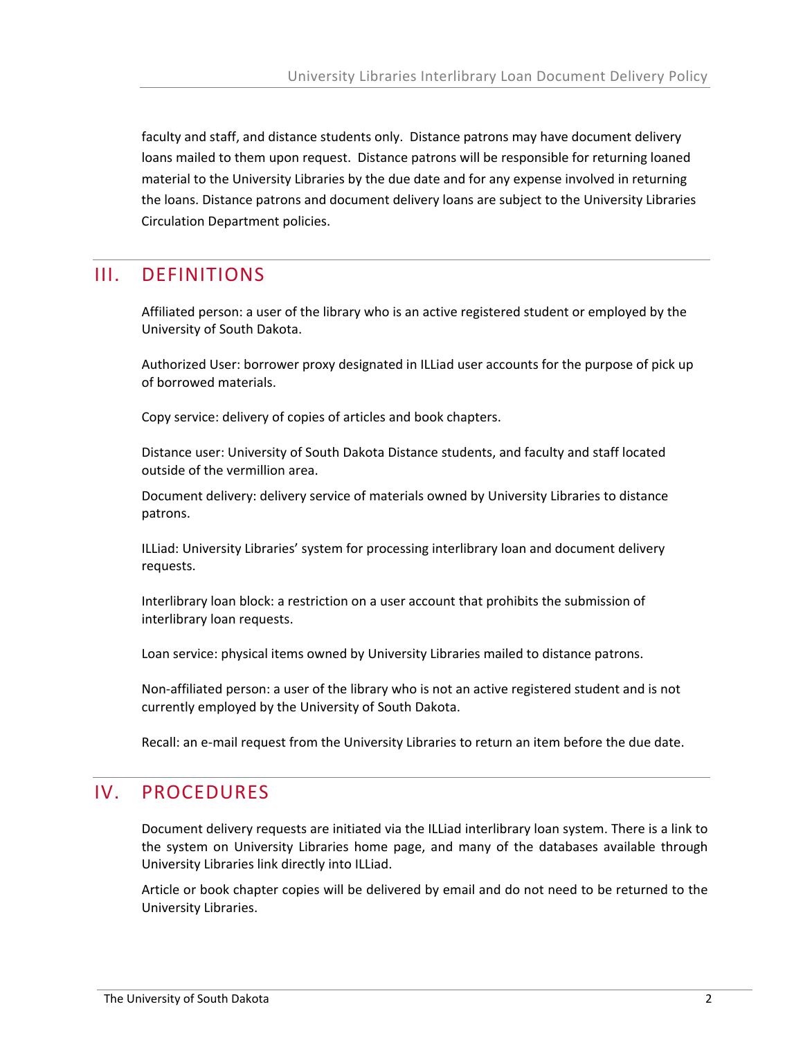faculty and staff, and distance students only. Distance patrons may have document delivery loans mailed to them upon request. Distance patrons will be responsible for returning loaned material to the University Libraries by the due date and for any expense involved in returning the loans. Distance patrons and document delivery loans are subject to the University Libraries Circulation Department policies.

## III. DEFINITIONS

Affiliated person: a user of the library who is an active registered student or employed by the University of South Dakota.

Authorized User: borrower proxy designated in ILLiad user accounts for the purpose of pick up of borrowed materials.

Copy service: delivery of copies of articles and book chapters.

Distance user: University of South Dakota Distance students, and faculty and staff located outside of the vermillion area.

Document delivery: delivery service of materials owned by University Libraries to distance patrons.

ILLiad: University Libraries' system for processing interlibrary loan and document delivery requests.

Interlibrary loan block: a restriction on a user account that prohibits the submission of interlibrary loan requests.

Loan service: physical items owned by University Libraries mailed to distance patrons.

Non-affiliated person: a user of the library who is not an active registered student and is not currently employed by the University of South Dakota.

Recall: an e-mail request from the University Libraries to return an item before the due date.

## IV. PROCEDURES

Document delivery requests are initiated via the ILLiad interlibrary loan system. There is a link to the system on University Libraries home page, and many of the databases available through University Libraries link directly into ILLiad.

Article or book chapter copies will be delivered by email and do not need to be returned to the University Libraries.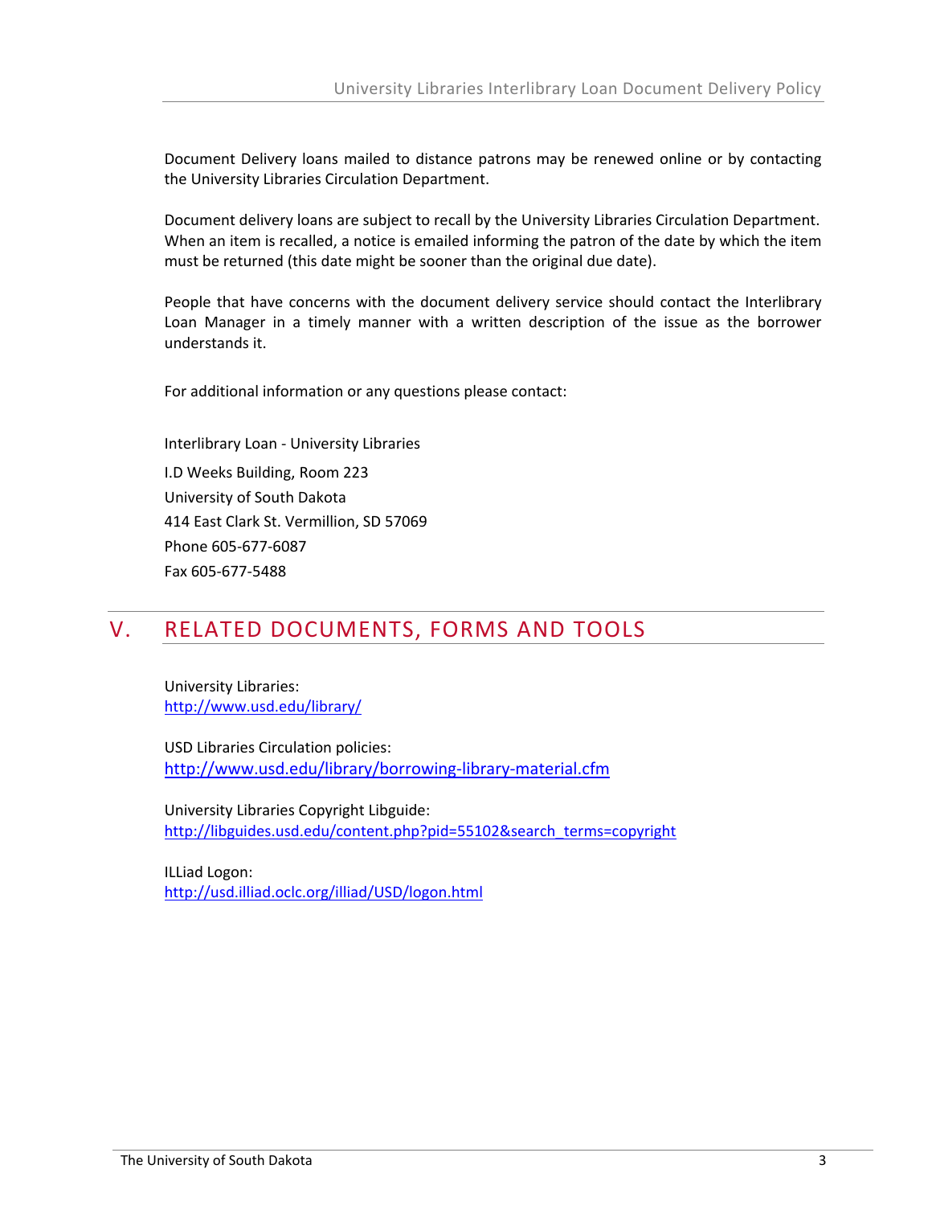Document Delivery loans mailed to distance patrons may be renewed online or by contacting the University Libraries Circulation Department.

Document delivery loans are subject to recall by the University Libraries Circulation Department. When an item is recalled, a notice is emailed informing the patron of the date by which the item must be returned (this date might be sooner than the original due date).

People that have concerns with the document delivery service should contact the Interlibrary Loan Manager in a timely manner with a written description of the issue as the borrower understands it.

For additional information or any questions please contact:

Interlibrary Loan - University Libraries
I.D Weeks Building, Room 223
University of South Dakota
414 East Clark St. Vermillion, SD 57069
Phone 605-677-6087
Fax 605-677-5488

## V. RELATED DOCUMENTS, FORMS AND TOOLS

University Libraries:
http://www.usd.edu/library/

USD Libraries Circulation policies:
http://www.usd.edu/library/borrowing-library-material.cfm

University Libraries Copyright Libguide:
http://libguides.usd.edu/content.php?pid=55102&search_terms=copyright

ILLiad Logon:
http://usd.illiad.oclc.org/illiad/USD/logon.html